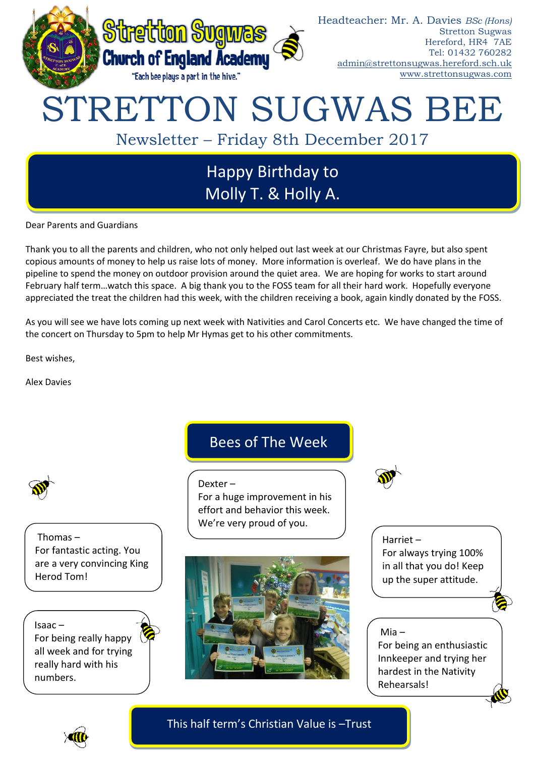Stretton Sugwas Church of England Academy

"Each bee plays a part in the hive."

Headteacher: Mr. A. Davies *BSc (Hons)*
Stretton Sugwas
Hereford, HR4 7AE
Tel: 01432 760282
admin@strettonsugwas.hereford.sch.uk
www.strettonsugwas.com

# STRETTON SUGWAS BEE

## Newsletter – Friday 8th December 2017

## Happy Birthday to Molly T. & Holly A.

Dear Parents and Guardians

Thank you to all the parents and children, who not only helped out last week at our Christmas Fayre, but also spent copious amounts of money to help us raise lots of money. More information is overleaf. We do have plans in the pipeline to spend the money on outdoor provision around the quiet area. We are hoping for works to start around February half term…watch this space. A big thank you to the FOSS team for all their hard work. Hopefully everyone appreciated the treat the children had this week, with the children receiving a book, again kindly donated by the FOSS.

As you will see we have lots coming up next week with Nativities and Carol Concerts etc. We have changed the time of the concert on Thursday to 5pm to help Mr Hymas get to his other commitments.

Best wishes,

Alex Davies

## Bees of The Week

Dexter – For a huge improvement in his effort and behavior this week. We're very proud of you.

Thomas – For fantastic acting. You are a very convincing King Herod Tom!

Isaac – For being really happy all week and for trying really hard with his numbers.

Harriet – For always trying 100% in all that you do! Keep up the super attitude.

Mia – For being an enthusiastic Innkeeper and trying her hardest in the Nativity Rehearsals!

## This half term's Christian Value is –Trust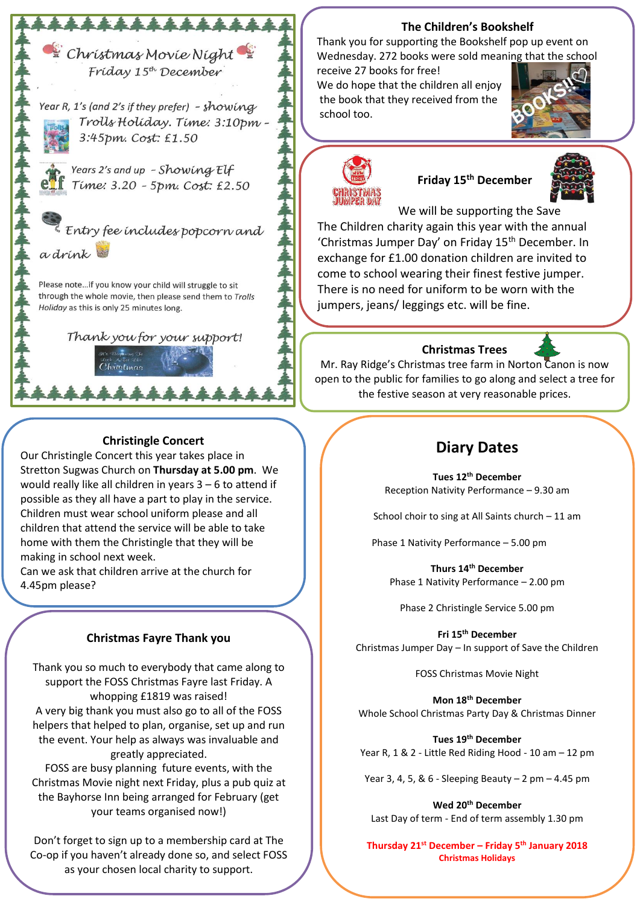## Christmas Movie Night

Friday 15th December

Year R, 1's (and 2's if they prefer) – showing Trolls Holiday. Time: 3:10pm – 3:45pm. Cost: £1.50

Years 2's and up – Showing Elf Time: 3.20 – 5pm. Cost: £2.50

Entry fee includes popcorn and a drink

Please note…if you know your child will struggle to sit through the whole movie, then please send them to *Trolls Holiday* as this is only 25 minutes long.

Thank you for your support!

## The Children's Bookshelf

Thank you for supporting the Bookshelf pop up event on Wednesday. 272 books were sold meaning that the school receive 27 books for free!

We do hope that the children all enjoy the book that they received from the school too.

## Friday 15th December

We will be supporting the Save The Children charity again this year with the annual 'Christmas Jumper Day' on Friday 15th December. In exchange for £1.00 donation children are invited to come to school wearing their finest festive jumper. There is no need for uniform to be worn with the jumpers, jeans/ leggings etc. will be fine.

## Christmas Trees

Mr. Ray Ridge's Christmas tree farm in Norton Canon is now open to the public for families to go along and select a tree for the festive season at very reasonable prices.

## Christingle Concert

Our Christingle Concert this year takes place in Stretton Sugwas Church on **Thursday at 5.00 pm**. We would really like all children in years 3 – 6 to attend if possible as they all have a part to play in the service. Children must wear school uniform please and all children that attend the service will be able to take home with them the Christingle that they will be making in school next week.

Can we ask that children arrive at the church for 4.45pm please?

## Christmas Fayre Thank you

Thank you so much to everybody that came along to support the FOSS Christmas Fayre last Friday. A whopping £1819 was raised!

A very big thank you must also go to all of the FOSS helpers that helped to plan, organise, set up and run the event. Your help as always was invaluable and greatly appreciated.

FOSS are busy planning future events, with the Christmas Movie night next Friday, plus a pub quiz at the Bayhorse Inn being arranged for February (get your teams organised now!)

Don't forget to sign up to a membership card at The Co-op if you haven't already done so, and select FOSS as your chosen local charity to support.

## Diary Dates

**Tues 12th December**

Reception Nativity Performance – 9.30 am

School choir to sing at All Saints church – 11 am

Phase 1 Nativity Performance – 5.00 pm

**Thurs 14th December**

Phase 1 Nativity Performance – 2.00 pm

Phase 2 Christingle Service 5.00 pm

**Fri 15th December**

Christmas Jumper Day – In support of Save the Children

FOSS Christmas Movie Night

**Mon 18th December**

Whole School Christmas Party Day & Christmas Dinner

**Tues 19th December**

Year R, 1 & 2 - Little Red Riding Hood - 10 am – 12 pm

Year 3, 4, 5, & 6 - Sleeping Beauty – 2 pm – 4.45 pm

**Wed 20th December**

Last Day of term - End of term assembly 1.30 pm

**Thursday 21st December – Friday 5th January 2018**

**Christmas Holidays**